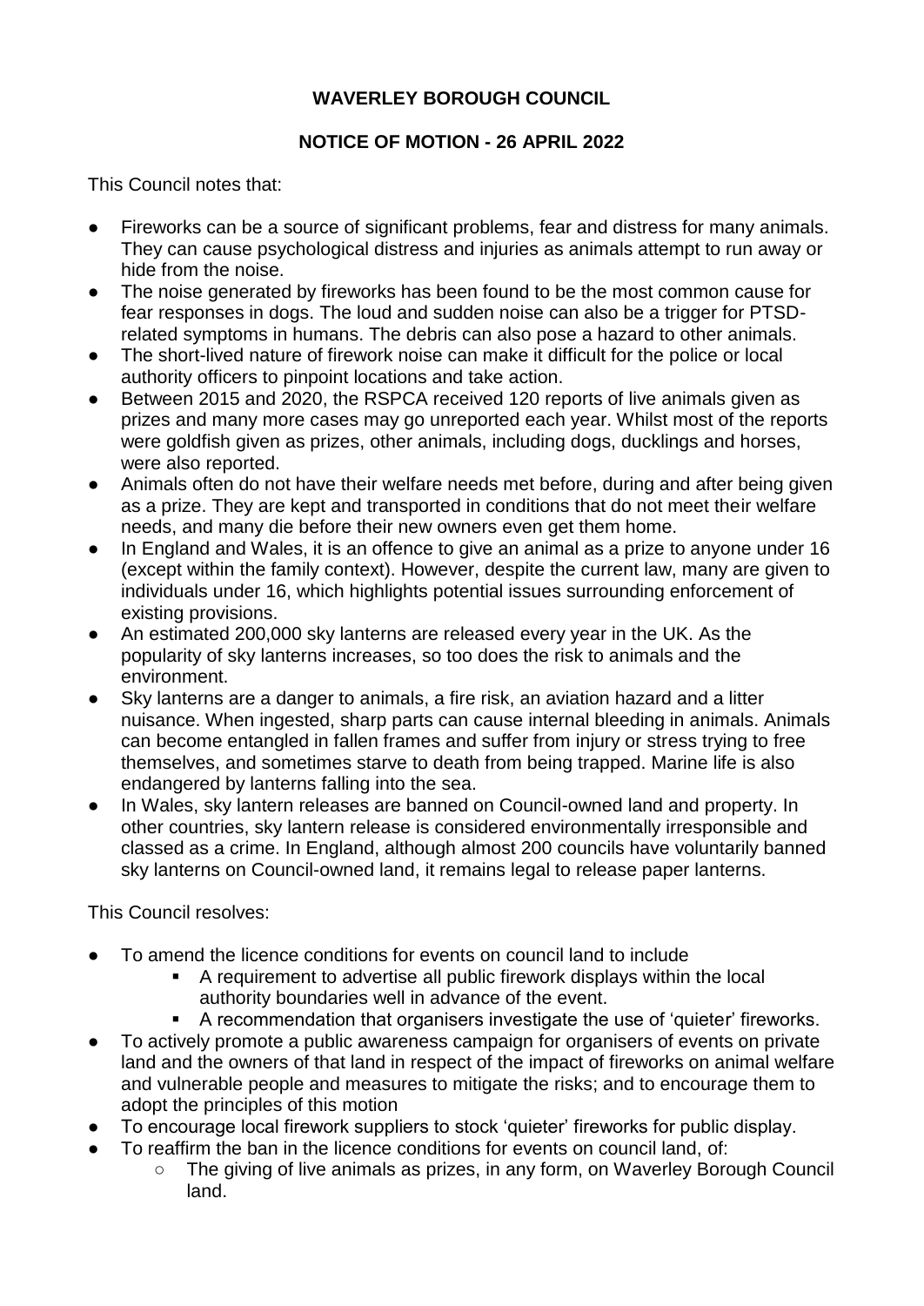# WAVERLEY BOROUGH COUNCIL

## NOTICE OF MOTION - 26 APRIL 2022

This Council notes that:

- Fireworks can be a source of significant problems, fear and distress for many animals. They can cause psychological distress and injuries as animals attempt to run away or hide from the noise.
- The noise generated by fireworks has been found to be the most common cause for fear responses in dogs. The loud and sudden noise can also be a trigger for PTSD-related symptoms in humans. The debris can also pose a hazard to other animals.
- The short-lived nature of firework noise can make it difficult for the police or local authority officers to pinpoint locations and take action.
- Between 2015 and 2020, the RSPCA received 120 reports of live animals given as prizes and many more cases may go unreported each year. Whilst most of the reports were goldfish given as prizes, other animals, including dogs, ducklings and horses, were also reported.
- Animals often do not have their welfare needs met before, during and after being given as a prize. They are kept and transported in conditions that do not meet their welfare needs, and many die before their new owners even get them home.
- In England and Wales, it is an offence to give an animal as a prize to anyone under 16 (except within the family context). However, despite the current law, many are given to individuals under 16, which highlights potential issues surrounding enforcement of existing provisions.
- An estimated 200,000 sky lanterns are released every year in the UK. As the popularity of sky lanterns increases, so too does the risk to animals and the environment.
- Sky lanterns are a danger to animals, a fire risk, an aviation hazard and a litter nuisance. When ingested, sharp parts can cause internal bleeding in animals. Animals can become entangled in fallen frames and suffer from injury or stress trying to free themselves, and sometimes starve to death from being trapped. Marine life is also endangered by lanterns falling into the sea.
- In Wales, sky lantern releases are banned on Council-owned land and property. In other countries, sky lantern release is considered environmentally irresponsible and classed as a crime. In England, although almost 200 councils have voluntarily banned sky lanterns on Council-owned land, it remains legal to release paper lanterns.

This Council resolves:

- To amend the licence conditions for events on council land to include
  - A requirement to advertise all public firework displays within the local authority boundaries well in advance of the event.
  - A recommendation that organisers investigate the use of 'quieter' fireworks.
- To actively promote a public awareness campaign for organisers of events on private land and the owners of that land in respect of the impact of fireworks on animal welfare and vulnerable people and measures to mitigate the risks; and to encourage them to adopt the principles of this motion
- To encourage local firework suppliers to stock 'quieter' fireworks for public display.
- To reaffirm the ban in the licence conditions for events on council land, of:
  - The giving of live animals as prizes, in any form, on Waverley Borough Council land.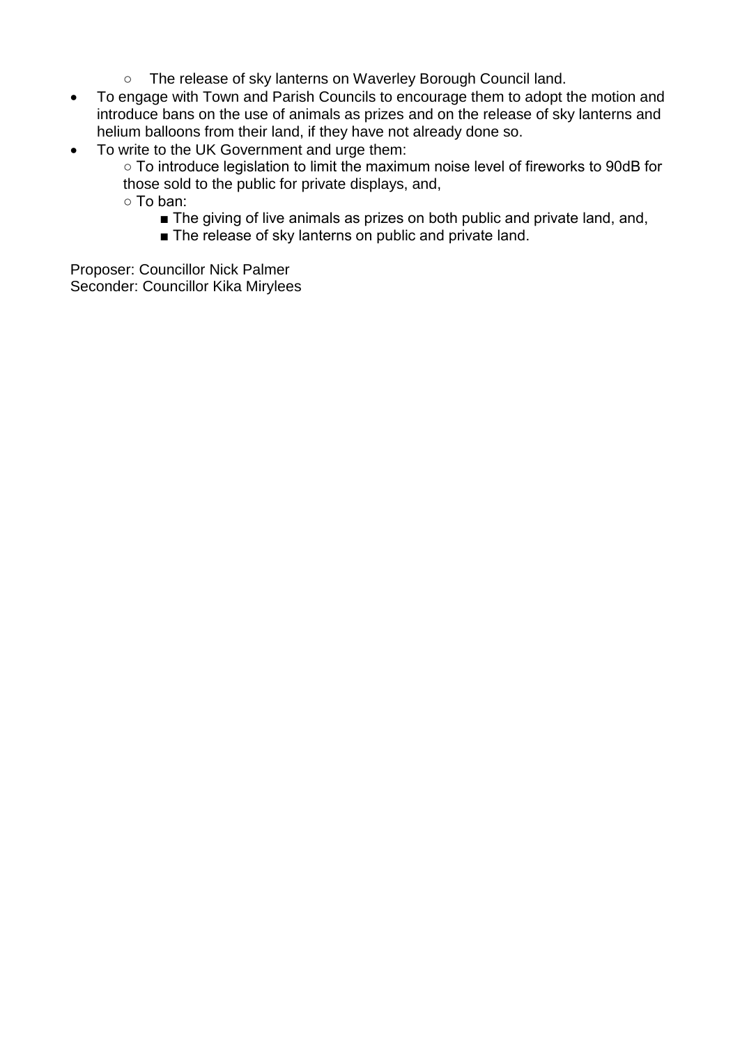- The release of sky lanterns on Waverley Borough Council land.
- To engage with Town and Parish Councils to encourage them to adopt the motion and introduce bans on the use of animals as prizes and on the release of sky lanterns and helium balloons from their land, if they have not already done so.
- To write to the UK Government and urge them:
    - To introduce legislation to limit the maximum noise level of fireworks to 90dB for those sold to the public for private displays, and,
    - To ban:
        - The giving of live animals as prizes on both public and private land, and,
        - The release of sky lanterns on public and private land.

Proposer: Councillor Nick Palmer
Seconder: Councillor Kika Mirylees